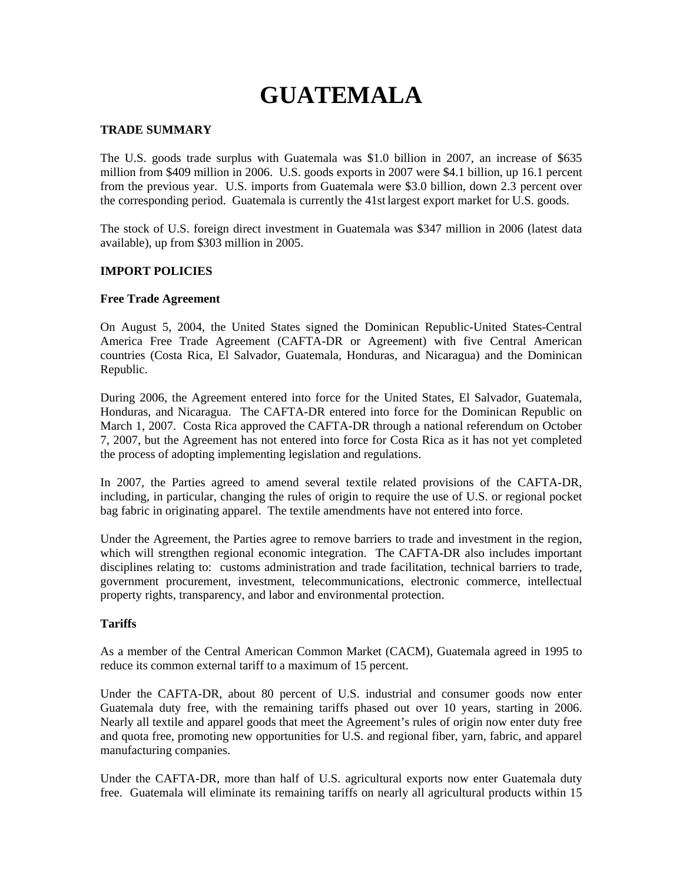# GUATEMALA

## TRADE SUMMARY

The U.S. goods trade surplus with Guatemala was $1.0 billion in 2007, an increase of $635 million from $409 million in 2006. U.S. goods exports in 2007 were $4.1 billion, up 16.1 percent from the previous year. U.S. imports from Guatemala were $3.0 billion, down 2.3 percent over the corresponding period. Guatemala is currently the 41st largest export market for U.S. goods.

The stock of U.S. foreign direct investment in Guatemala was $347 million in 2006 (latest data available), up from $303 million in 2005.

## IMPORT POLICIES

### Free Trade Agreement

On August 5, 2004, the United States signed the Dominican Republic-United States-Central America Free Trade Agreement (CAFTA-DR or Agreement) with five Central American countries (Costa Rica, El Salvador, Guatemala, Honduras, and Nicaragua) and the Dominican Republic.

During 2006, the Agreement entered into force for the United States, El Salvador, Guatemala, Honduras, and Nicaragua. The CAFTA-DR entered into force for the Dominican Republic on March 1, 2007. Costa Rica approved the CAFTA-DR through a national referendum on October 7, 2007, but the Agreement has not entered into force for Costa Rica as it has not yet completed the process of adopting implementing legislation and regulations.

In 2007, the Parties agreed to amend several textile related provisions of the CAFTA-DR, including, in particular, changing the rules of origin to require the use of U.S. or regional pocket bag fabric in originating apparel. The textile amendments have not entered into force.

Under the Agreement, the Parties agree to remove barriers to trade and investment in the region, which will strengthen regional economic integration. The CAFTA-DR also includes important disciplines relating to: customs administration and trade facilitation, technical barriers to trade, government procurement, investment, telecommunications, electronic commerce, intellectual property rights, transparency, and labor and environmental protection.

### Tariffs

As a member of the Central American Common Market (CACM), Guatemala agreed in 1995 to reduce its common external tariff to a maximum of 15 percent.

Under the CAFTA-DR, about 80 percent of U.S. industrial and consumer goods now enter Guatemala duty free, with the remaining tariffs phased out over 10 years, starting in 2006. Nearly all textile and apparel goods that meet the Agreement's rules of origin now enter duty free and quota free, promoting new opportunities for U.S. and regional fiber, yarn, fabric, and apparel manufacturing companies.

Under the CAFTA-DR, more than half of U.S. agricultural exports now enter Guatemala duty free. Guatemala will eliminate its remaining tariffs on nearly all agricultural products within 15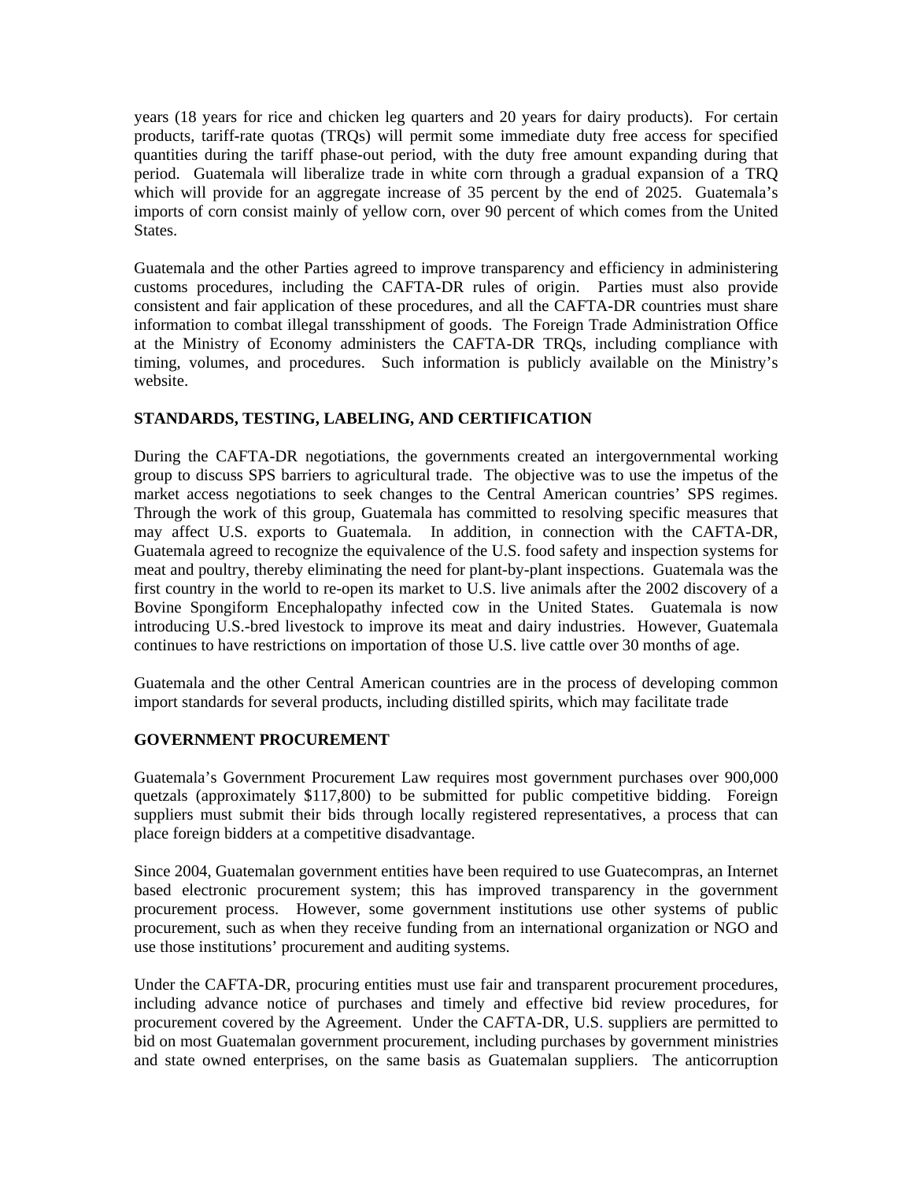years (18 years for rice and chicken leg quarters and 20 years for dairy products). For certain products, tariff-rate quotas (TRQs) will permit some immediate duty free access for specified quantities during the tariff phase-out period, with the duty free amount expanding during that period. Guatemala will liberalize trade in white corn through a gradual expansion of a TRQ which will provide for an aggregate increase of 35 percent by the end of 2025. Guatemala's imports of corn consist mainly of yellow corn, over 90 percent of which comes from the United States.

Guatemala and the other Parties agreed to improve transparency and efficiency in administering customs procedures, including the CAFTA-DR rules of origin. Parties must also provide consistent and fair application of these procedures, and all the CAFTA-DR countries must share information to combat illegal transshipment of goods. The Foreign Trade Administration Office at the Ministry of Economy administers the CAFTA-DR TRQs, including compliance with timing, volumes, and procedures. Such information is publicly available on the Ministry's website.

**STANDARDS, TESTING, LABELING, AND CERTIFICATION**

During the CAFTA-DR negotiations, the governments created an intergovernmental working group to discuss SPS barriers to agricultural trade. The objective was to use the impetus of the market access negotiations to seek changes to the Central American countries' SPS regimes. Through the work of this group, Guatemala has committed to resolving specific measures that may affect U.S. exports to Guatemala. In addition, in connection with the CAFTA-DR, Guatemala agreed to recognize the equivalence of the U.S. food safety and inspection systems for meat and poultry, thereby eliminating the need for plant-by-plant inspections. Guatemala was the first country in the world to re-open its market to U.S. live animals after the 2002 discovery of a Bovine Spongiform Encephalopathy infected cow in the United States. Guatemala is now introducing U.S.-bred livestock to improve its meat and dairy industries. However, Guatemala continues to have restrictions on importation of those U.S. live cattle over 30 months of age.

Guatemala and the other Central American countries are in the process of developing common import standards for several products, including distilled spirits, which may facilitate trade

**GOVERNMENT PROCUREMENT**

Guatemala's Government Procurement Law requires most government purchases over 900,000 quetzals (approximately $117,800) to be submitted for public competitive bidding. Foreign suppliers must submit their bids through locally registered representatives, a process that can place foreign bidders at a competitive disadvantage.

Since 2004, Guatemalan government entities have been required to use Guatecompras, an Internet based electronic procurement system; this has improved transparency in the government procurement process. However, some government institutions use other systems of public procurement, such as when they receive funding from an international organization or NGO and use those institutions' procurement and auditing systems.

Under the CAFTA-DR, procuring entities must use fair and transparent procurement procedures, including advance notice of purchases and timely and effective bid review procedures, for procurement covered by the Agreement. Under the CAFTA-DR, U.S. suppliers are permitted to bid on most Guatemalan government procurement, including purchases by government ministries and state owned enterprises, on the same basis as Guatemalan suppliers. The anticorruption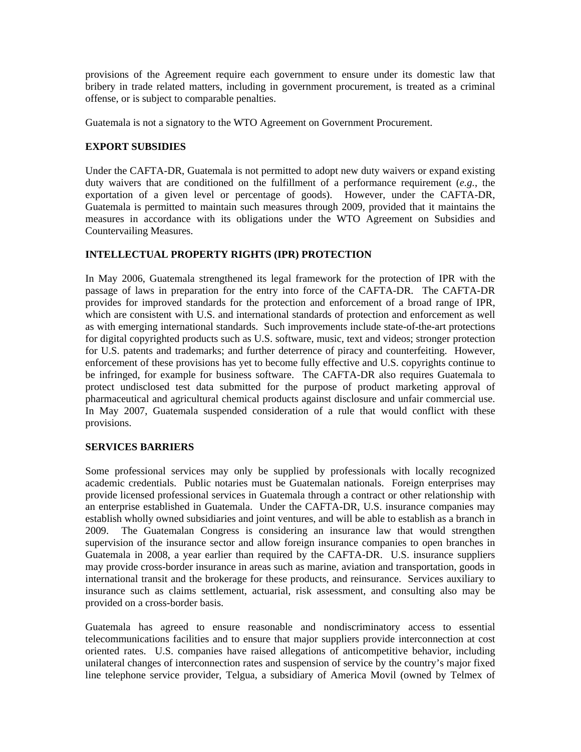provisions of the Agreement require each government to ensure under its domestic law that bribery in trade related matters, including in government procurement, is treated as a criminal offense, or is subject to comparable penalties.

Guatemala is not a signatory to the WTO Agreement on Government Procurement.

## EXPORT SUBSIDIES

Under the CAFTA-DR, Guatemala is not permitted to adopt new duty waivers or expand existing duty waivers that are conditioned on the fulfillment of a performance requirement (*e.g.*, the exportation of a given level or percentage of goods). However, under the CAFTA-DR, Guatemala is permitted to maintain such measures through 2009, provided that it maintains the measures in accordance with its obligations under the WTO Agreement on Subsidies and Countervailing Measures.

## INTELLECTUAL PROPERTY RIGHTS (IPR) PROTECTION

In May 2006, Guatemala strengthened its legal framework for the protection of IPR with the passage of laws in preparation for the entry into force of the CAFTA-DR. The CAFTA-DR provides for improved standards for the protection and enforcement of a broad range of IPR, which are consistent with U.S. and international standards of protection and enforcement as well as with emerging international standards. Such improvements include state-of-the-art protections for digital copyrighted products such as U.S. software, music, text and videos; stronger protection for U.S. patents and trademarks; and further deterrence of piracy and counterfeiting. However, enforcement of these provisions has yet to become fully effective and U.S. copyrights continue to be infringed, for example for business software. The CAFTA-DR also requires Guatemala to protect undisclosed test data submitted for the purpose of product marketing approval of pharmaceutical and agricultural chemical products against disclosure and unfair commercial use. In May 2007, Guatemala suspended consideration of a rule that would conflict with these provisions.

## SERVICES BARRIERS

Some professional services may only be supplied by professionals with locally recognized academic credentials. Public notaries must be Guatemalan nationals. Foreign enterprises may provide licensed professional services in Guatemala through a contract or other relationship with an enterprise established in Guatemala. Under the CAFTA-DR, U.S. insurance companies may establish wholly owned subsidiaries and joint ventures, and will be able to establish as a branch in 2009. The Guatemalan Congress is considering an insurance law that would strengthen supervision of the insurance sector and allow foreign insurance companies to open branches in Guatemala in 2008, a year earlier than required by the CAFTA-DR. U.S. insurance suppliers may provide cross-border insurance in areas such as marine, aviation and transportation, goods in international transit and the brokerage for these products, and reinsurance. Services auxiliary to insurance such as claims settlement, actuarial, risk assessment, and consulting also may be provided on a cross-border basis.

Guatemala has agreed to ensure reasonable and nondiscriminatory access to essential telecommunications facilities and to ensure that major suppliers provide interconnection at cost oriented rates. U.S. companies have raised allegations of anticompetitive behavior, including unilateral changes of interconnection rates and suspension of service by the country's major fixed line telephone service provider, Telgua, a subsidiary of America Movil (owned by Telmex of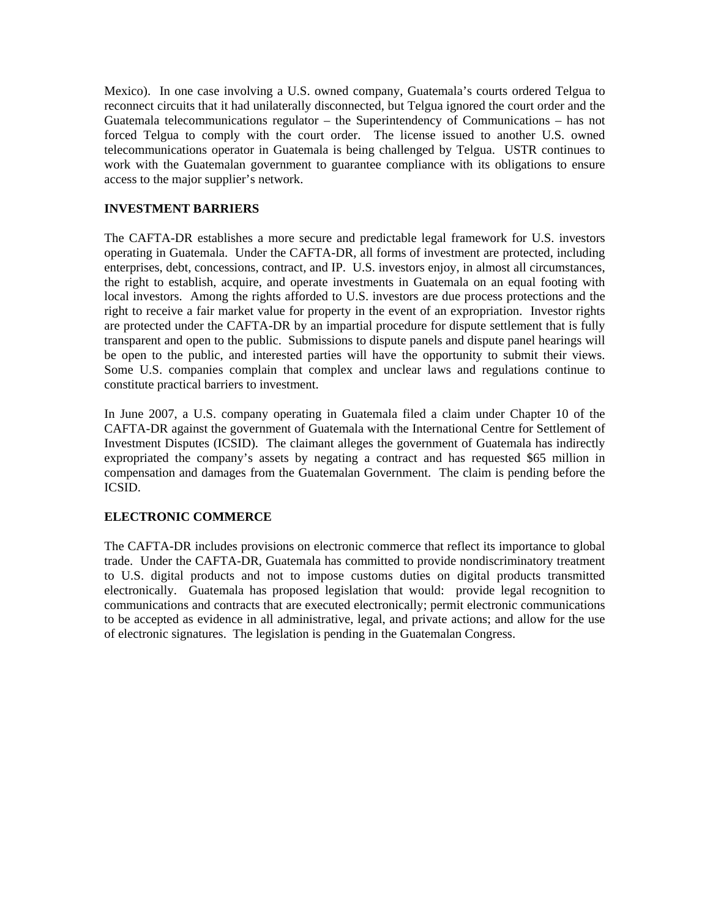Mexico). In one case involving a U.S. owned company, Guatemala's courts ordered Telgua to reconnect circuits that it had unilaterally disconnected, but Telgua ignored the court order and the Guatemala telecommunications regulator – the Superintendency of Communications – has not forced Telgua to comply with the court order. The license issued to another U.S. owned telecommunications operator in Guatemala is being challenged by Telgua. USTR continues to work with the Guatemalan government to guarantee compliance with its obligations to ensure access to the major supplier's network.

**INVESTMENT BARRIERS**

The CAFTA-DR establishes a more secure and predictable legal framework for U.S. investors operating in Guatemala. Under the CAFTA-DR, all forms of investment are protected, including enterprises, debt, concessions, contract, and IP. U.S. investors enjoy, in almost all circumstances, the right to establish, acquire, and operate investments in Guatemala on an equal footing with local investors. Among the rights afforded to U.S. investors are due process protections and the right to receive a fair market value for property in the event of an expropriation. Investor rights are protected under the CAFTA-DR by an impartial procedure for dispute settlement that is fully transparent and open to the public. Submissions to dispute panels and dispute panel hearings will be open to the public, and interested parties will have the opportunity to submit their views. Some U.S. companies complain that complex and unclear laws and regulations continue to constitute practical barriers to investment.

In June 2007, a U.S. company operating in Guatemala filed a claim under Chapter 10 of the CAFTA-DR against the government of Guatemala with the International Centre for Settlement of Investment Disputes (ICSID). The claimant alleges the government of Guatemala has indirectly expropriated the company's assets by negating a contract and has requested $65 million in compensation and damages from the Guatemalan Government. The claim is pending before the ICSID.

**ELECTRONIC COMMERCE**

The CAFTA-DR includes provisions on electronic commerce that reflect its importance to global trade. Under the CAFTA-DR, Guatemala has committed to provide nondiscriminatory treatment to U.S. digital products and not to impose customs duties on digital products transmitted electronically. Guatemala has proposed legislation that would: provide legal recognition to communications and contracts that are executed electronically; permit electronic communications to be accepted as evidence in all administrative, legal, and private actions; and allow for the use of electronic signatures. The legislation is pending in the Guatemalan Congress.